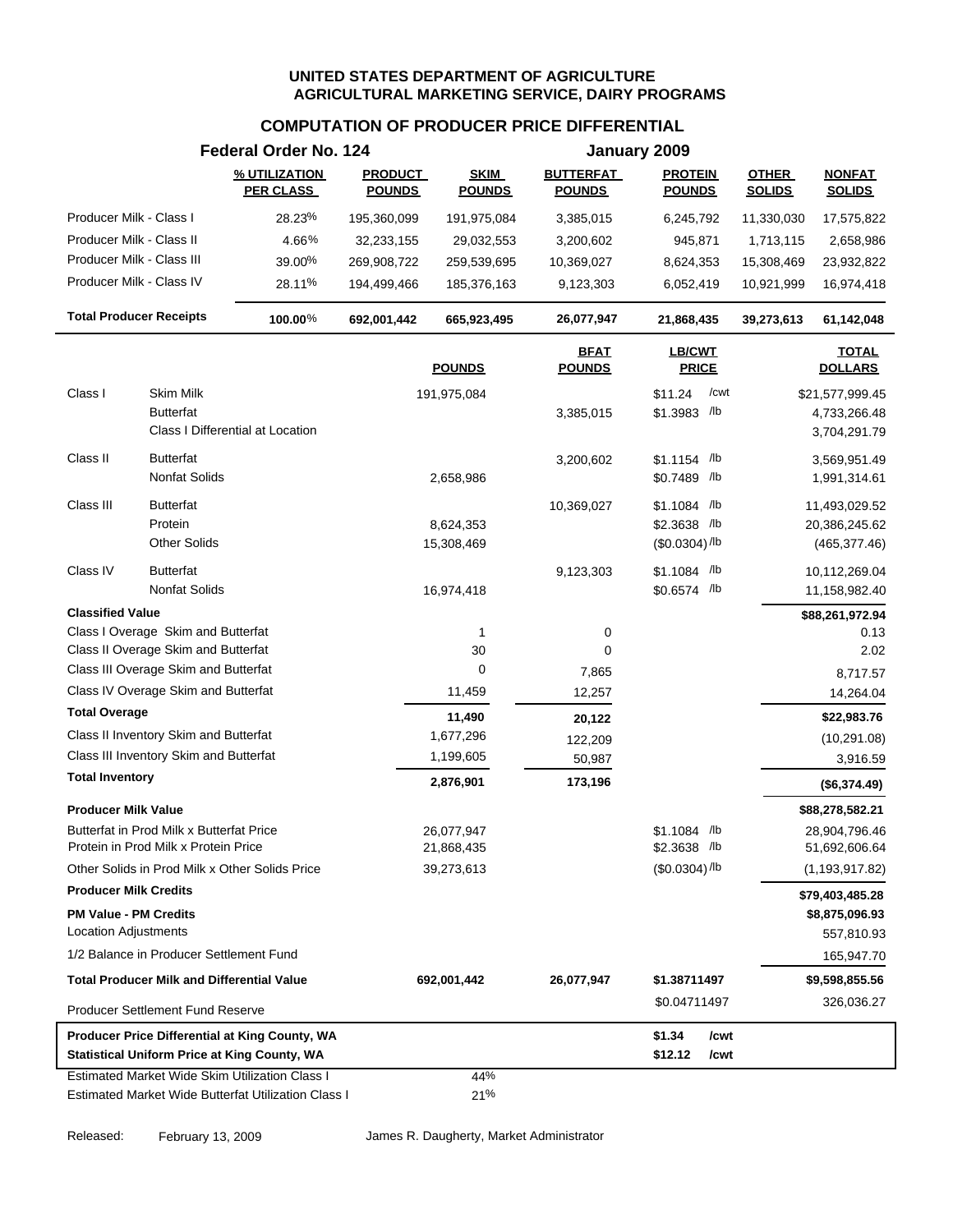# UNITED STATES DEPARTMENT OF AGRICULTURE
## AGRICULTURAL MARKETING SERVICE, DAIRY PROGRAMS

### COMPUTATION OF PRODUCER PRICE DIFFERENTIAL

**Federal Order No. 124** — **January 2009**

| | % UTILIZATION PER CLASS | PRODUCT POUNDS | SKIM POUNDS | BUTTERFAT POUNDS | PROTEIN POUNDS | OTHER SOLIDS | NONFAT SOLIDS |
|---|---|---|---|---|---|---|---|
| Producer Milk - Class I | 28.23% | 195,360,099 | 191,975,084 | 3,385,015 | 6,245,792 | 11,330,030 | 17,575,822 |
| Producer Milk - Class II | 4.66% | 32,233,155 | 29,032,553 | 3,200,602 | 945,871 | 1,713,115 | 2,658,986 |
| Producer Milk - Class III | 39.00% | 269,908,722 | 259,539,695 | 10,369,027 | 8,624,353 | 15,308,469 | 23,932,822 |
| Producer Milk - Class IV | 28.11% | 194,499,466 | 185,376,163 | 9,123,303 | 6,052,419 | 10,921,999 | 16,974,418 |
| **Total Producer Receipts** | **100.00%** | **692,001,442** | **665,923,495** | **26,077,947** | **21,868,435** | **39,273,613** | **61,142,048** |

| | | POUNDS | BFAT POUNDS | LB/CWT PRICE | TOTAL DOLLARS |
|---|---|---|---|---|---|
| Class I | Skim Milk | 191,975,084 | | $11.24 /cwt | $21,577,999.45 |
| | Butterfat | | 3,385,015 | $1.3983 /lb | 4,733,266.48 |
| | Class I Differential at Location | | | | 3,704,291.79 |
| Class II | Butterfat | | 3,200,602 | $1.1154 /lb | 3,569,951.49 |
| | Nonfat Solids | 2,658,986 | | $0.7489 /lb | 1,991,314.61 |
| Class III | Butterfat | | 10,369,027 | $1.1084 /lb | 11,493,029.52 |
| | Protein | 8,624,353 | | $2.3638 /lb | 20,386,245.62 |
| | Other Solids | 15,308,469 | | ($0.0304) /lb | (465,377.46) |
| Class IV | Butterfat | | 9,123,303 | $1.1084 /lb | 10,112,269.04 |
| | Nonfat Solids | 16,974,418 | | $0.6574 /lb | 11,158,982.40 |
| **Classified Value** | | | | | **$88,261,972.94** |
| Class I Overage Skim and Butterfat | | 1 | 0 | | 0.13 |
| Class II Overage Skim and Butterfat | | 30 | 0 | | 2.02 |
| Class III Overage Skim and Butterfat | | 0 | 7,865 | | 8,717.57 |
| Class IV Overage Skim and Butterfat | | 11,459 | 12,257 | | 14,264.04 |
| **Total Overage** | | **11,490** | **20,122** | | **$22,983.76** |
| Class II Inventory Skim and Butterfat | | 1,677,296 | 122,209 | | (10,291.08) |
| Class III Inventory Skim and Butterfat | | 1,199,605 | 50,987 | | 3,916.59 |
| **Total Inventory** | | **2,876,901** | **173,196** | | **($6,374.49)** |
| **Producer Milk Value** | | | | | **$88,278,582.21** |
| Butterfat in Prod Milk x Butterfat Price | | 26,077,947 | | $1.1084 /lb | 28,904,796.46 |
| Protein in Prod Milk x Protein Price | | 21,868,435 | | $2.3638 /lb | 51,692,606.64 |
| Other Solids in Prod Milk x Other Solids Price | | 39,273,613 | | ($0.0304) /lb | (1,193,917.82) |
| **Producer Milk Credits** | | | | | **$79,403,485.28** |
| **PM Value - PM Credits** | | | | | **$8,875,096.93** |
| Location Adjustments | | | | | 557,810.93 |
| 1/2 Balance in Producer Settlement Fund | | | | | 165,947.70 |
| **Total Producer Milk and Differential Value** | | **692,001,442** | **26,077,947** | **$1.38711497** | **$9,598,855.56** |
| Producer Settlement Fund Reserve | | | | $0.04711497 | 326,036.27 |
| **Producer Price Differential at King County, WA** | | | | **$1.34 /cwt** | |
| **Statistical Uniform Price at King County, WA** | | | | **$12.12 /cwt** | |
| Estimated Market Wide Skim Utilization Class I | | 44% | | | |
| Estimated Market Wide Butterfat Utilization Class I | | 21% | | | |

Released: February 13, 2009 — James R. Daugherty, Market Administrator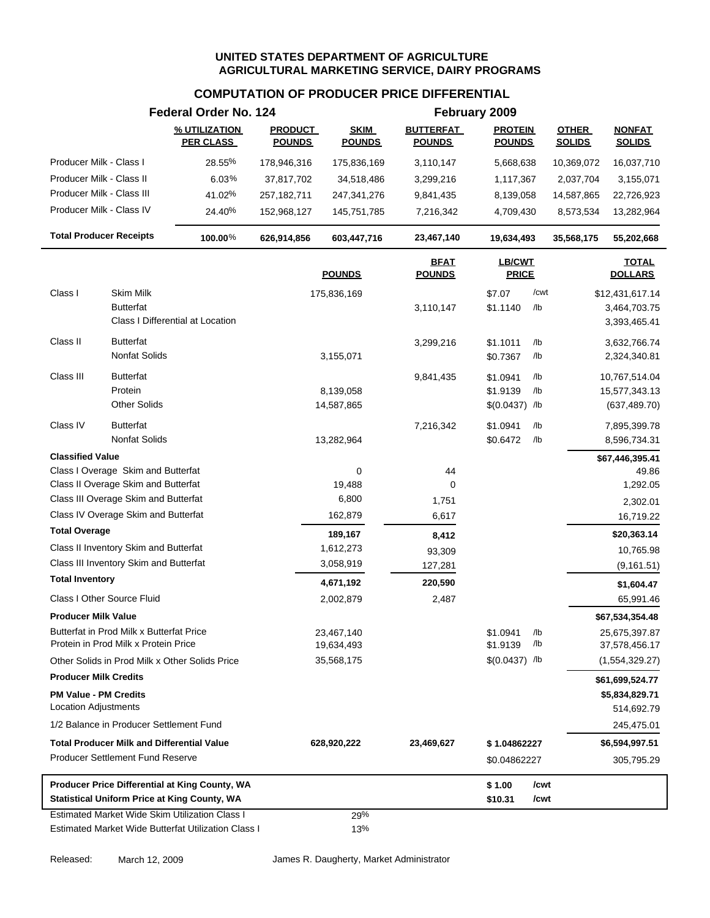**UNITED STATES DEPARTMENT OF AGRICULTURE**
**AGRICULTURAL MARKETING SERVICE, DAIRY PROGRAMS**

## COMPUTATION OF PRODUCER PRICE DIFFERENTIAL

**Federal Order No. 124** — **February 2009**

| | % UTILIZATION PER CLASS | PRODUCT POUNDS | SKIM POUNDS | BUTTERFAT POUNDS | PROTEIN POUNDS | OTHER SOLIDS | NONFAT SOLIDS |
|---|---|---|---|---|---|---|---|
| Producer Milk - Class I | 28.55% | 178,946,316 | 175,836,169 | 3,110,147 | 5,668,638 | 10,369,072 | 16,037,710 |
| Producer Milk - Class II | 6.03% | 37,817,702 | 34,518,486 | 3,299,216 | 1,117,367 | 2,037,704 | 3,155,071 |
| Producer Milk - Class III | 41.02% | 257,182,711 | 247,341,276 | 9,841,435 | 8,139,058 | 14,587,865 | 22,726,923 |
| Producer Milk - Class IV | 24.40% | 152,968,127 | 145,751,785 | 7,216,342 | 4,709,430 | 8,573,534 | 13,282,964 |
| **Total Producer Receipts** | **100.00%** | **626,914,856** | **603,447,716** | **23,467,140** | **19,634,493** | **35,568,175** | **55,202,668** |

| | | POUNDS | BFAT POUNDS | LB/CWT PRICE | | TOTAL DOLLARS |
|---|---|---|---|---|---|---|
| Class I | Skim Milk | 175,836,169 | | $7.07 | /cwt | $12,431,617.14 |
| | Butterfat | | 3,110,147 | $1.1140 | /lb | 3,464,703.75 |
| | Class I Differential at Location | | | | | 3,393,465.41 |
| Class II | Butterfat | | 3,299,216 | $1.1011 | /lb | 3,632,766.74 |
| | Nonfat Solids | 3,155,071 | | $0.7367 | /lb | 2,324,340.81 |
| Class III | Butterfat | | 9,841,435 | $1.0941 | /lb | 10,767,514.04 |
| | Protein | 8,139,058 | | $1.9139 | /lb | 15,577,343.13 |
| | Other Solids | 14,587,865 | | $(0.0437) | /lb | (637,489.70) |
| Class IV | Butterfat | | 7,216,342 | $1.0941 | /lb | 7,895,399.78 |
| | Nonfat Solids | 13,282,964 | | $0.6472 | /lb | 8,596,734.31 |
| **Classified Value** | | | | | | **$67,446,395.41** |
| Class I Overage Skim and Butterfat | | 0 | 44 | | | 49.86 |
| Class II Overage Skim and Butterfat | | 19,488 | 0 | | | 1,292.05 |
| Class III Overage Skim and Butterfat | | 6,800 | 1,751 | | | 2,302.01 |
| Class IV Overage Skim and Butterfat | | 162,879 | 6,617 | | | 16,719.22 |
| **Total Overage** | | **189,167** | **8,412** | | | **$20,363.14** |
| Class II Inventory Skim and Butterfat | | 1,612,273 | 93,309 | | | 10,765.98 |
| Class III Inventory Skim and Butterfat | | 3,058,919 | 127,281 | | | (9,161.51) |
| **Total Inventory** | | **4,671,192** | **220,590** | | | **$1,604.47** |
| Class I Other Source Fluid | | 2,002,879 | 2,487 | | | 65,991.46 |
| **Producer Milk Value** | | | | | | **$67,534,354.48** |
| Butterfat in Prod Milk x Butterfat Price | | 23,467,140 | | $1.0941 | /lb | 25,675,397.87 |
| Protein in Prod Milk x Protein Price | | 19,634,493 | | $1.9139 | /lb | 37,578,456.17 |
| Other Solids in Prod Milk x Other Solids Price | | 35,568,175 | | $(0.0437) | /lb | (1,554,329.27) |
| **Producer Milk Credits** | | | | | | **$61,699,524.77** |
| **PM Value - PM Credits** | | | | | | **$5,834,829.71** |
| Location Adjustments | | | | | | 514,692.79 |
| 1/2 Balance in Producer Settlement Fund | | | | | | 245,475.01 |
| **Total Producer Milk and Differential Value** | | **628,920,222** | **23,469,627** | **$ 1.04862227** | | **$6,594,997.51** |
| Producer Settlement Fund Reserve | | | | $0.04862227 | | 305,795.29 |

| | | |
|---|---|---|
| **Producer Price Differential at King County, WA** | **$ 1.00** | **/cwt** |
| **Statistical Uniform Price at King County, WA** | **$10.31** | **/cwt** |

| | |
|---|---|
| Estimated Market Wide Skim Utilization Class I | 29% |
| Estimated Market Wide Butterfat Utilization Class I | 13% |

Released: March 12, 2009 — James R. Daugherty, Market Administrator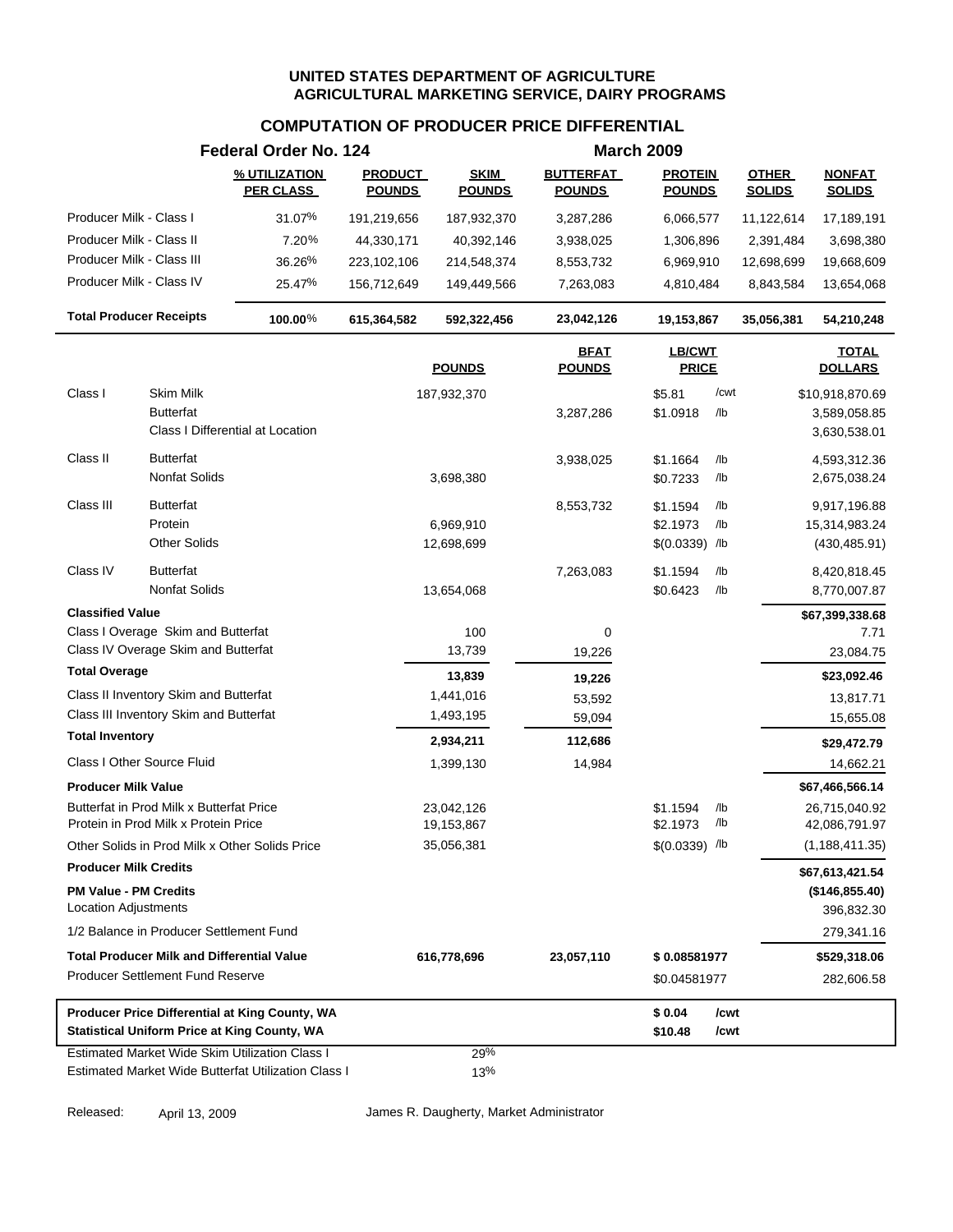# UNITED STATES DEPARTMENT OF AGRICULTURE
## AGRICULTURAL MARKETING SERVICE, DAIRY PROGRAMS

### COMPUTATION OF PRODUCER PRICE DIFFERENTIAL

**Federal Order No. 124** — **March 2009**

| | % UTILIZATION PER CLASS | PRODUCT POUNDS | SKIM POUNDS | BUTTERFAT POUNDS | PROTEIN POUNDS | OTHER SOLIDS | NONFAT SOLIDS |
|---|---|---|---|---|---|---|---|
| Producer Milk - Class I | 31.07% | 191,219,656 | 187,932,370 | 3,287,286 | 6,066,577 | 11,122,614 | 17,189,191 |
| Producer Milk - Class II | 7.20% | 44,330,171 | 40,392,146 | 3,938,025 | 1,306,896 | 2,391,484 | 3,698,380 |
| Producer Milk - Class III | 36.26% | 223,102,106 | 214,548,374 | 8,553,732 | 6,969,910 | 12,698,699 | 19,668,609 |
| Producer Milk - Class IV | 25.47% | 156,712,649 | 149,449,566 | 7,263,083 | 4,810,484 | 8,843,584 | 13,654,068 |
| **Total Producer Receipts** | **100.00%** | **615,364,582** | **592,322,456** | **23,042,126** | **19,153,867** | **35,056,381** | **54,210,248** |

| | | POUNDS | BFAT POUNDS | LB/CWT PRICE | | TOTAL DOLLARS |
|---|---|---|---|---|---|---|
| Class I | Skim Milk | 187,932,370 | | $5.81 | /cwt | $10,918,870.69 |
| | Butterfat | | 3,287,286 | $1.0918 | /lb | 3,589,058.85 |
| | Class I Differential at Location | | | | | 3,630,538.01 |
| Class II | Butterfat | | 3,938,025 | $1.1664 | /lb | 4,593,312.36 |
| | Nonfat Solids | 3,698,380 | | $0.7233 | /lb | 2,675,038.24 |
| Class III | Butterfat | | 8,553,732 | $1.1594 | /lb | 9,917,196.88 |
| | Protein | 6,969,910 | | $2.1973 | /lb | 15,314,983.24 |
| | Other Solids | 12,698,699 | | $(0.0339) | /lb | (430,485.91) |
| Class IV | Butterfat | | 7,263,083 | $1.1594 | /lb | 8,420,818.45 |
| | Nonfat Solids | 13,654,068 | | $0.6423 | /lb | 8,770,007.87 |
| **Classified Value** | | | | | | **$67,399,338.68** |
| Class I Overage Skim and Butterfat | | 100 | 0 | | | 7.71 |
| Class IV Overage Skim and Butterfat | | 13,739 | 19,226 | | | 23,084.75 |
| **Total Overage** | | **13,839** | **19,226** | | | **$23,092.46** |
| Class II Inventory Skim and Butterfat | | 1,441,016 | 53,592 | | | 13,817.71 |
| Class III Inventory Skim and Butterfat | | 1,493,195 | 59,094 | | | 15,655.08 |
| **Total Inventory** | | **2,934,211** | **112,686** | | | **$29,472.79** |
| Class I Other Source Fluid | | 1,399,130 | 14,984 | | | 14,662.21 |
| **Producer Milk Value** | | | | | | **$67,466,566.14** |
| Butterfat in Prod Milk x Butterfat Price | | 23,042,126 | | $1.1594 | /lb | 26,715,040.92 |
| Protein in Prod Milk x Protein Price | | 19,153,867 | | $2.1973 | /lb | 42,086,791.97 |
| Other Solids in Prod Milk x Other Solids Price | | 35,056,381 | | $(0.0339) | /lb | (1,188,411.35) |
| **Producer Milk Credits** | | | | | | **$67,613,421.54** |
| **PM Value - PM Credits** | | | | | | **($146,855.40)** |
| Location Adjustments | | | | | | 396,832.30 |
| 1/2 Balance in Producer Settlement Fund | | | | | | 279,341.16 |
| **Total Producer Milk and Differential Value** | | **616,778,696** | **23,057,110** | **$ 0.08581977** | | **$529,318.06** |
| Producer Settlement Fund Reserve | | | | $0.04581977 | | 282,606.58 |
| **Producer Price Differential at King County, WA** | | | | **$ 0.04** | **/cwt** | |
| **Statistical Uniform Price at King County, WA** | | | | **$10.48** | **/cwt** | |
| Estimated Market Wide Skim Utilization Class I | | 29% | | | | |
| Estimated Market Wide Butterfat Utilization Class I | | 13% | | | | |

Released: April 13, 2009 — James R. Daugherty, Market Administrator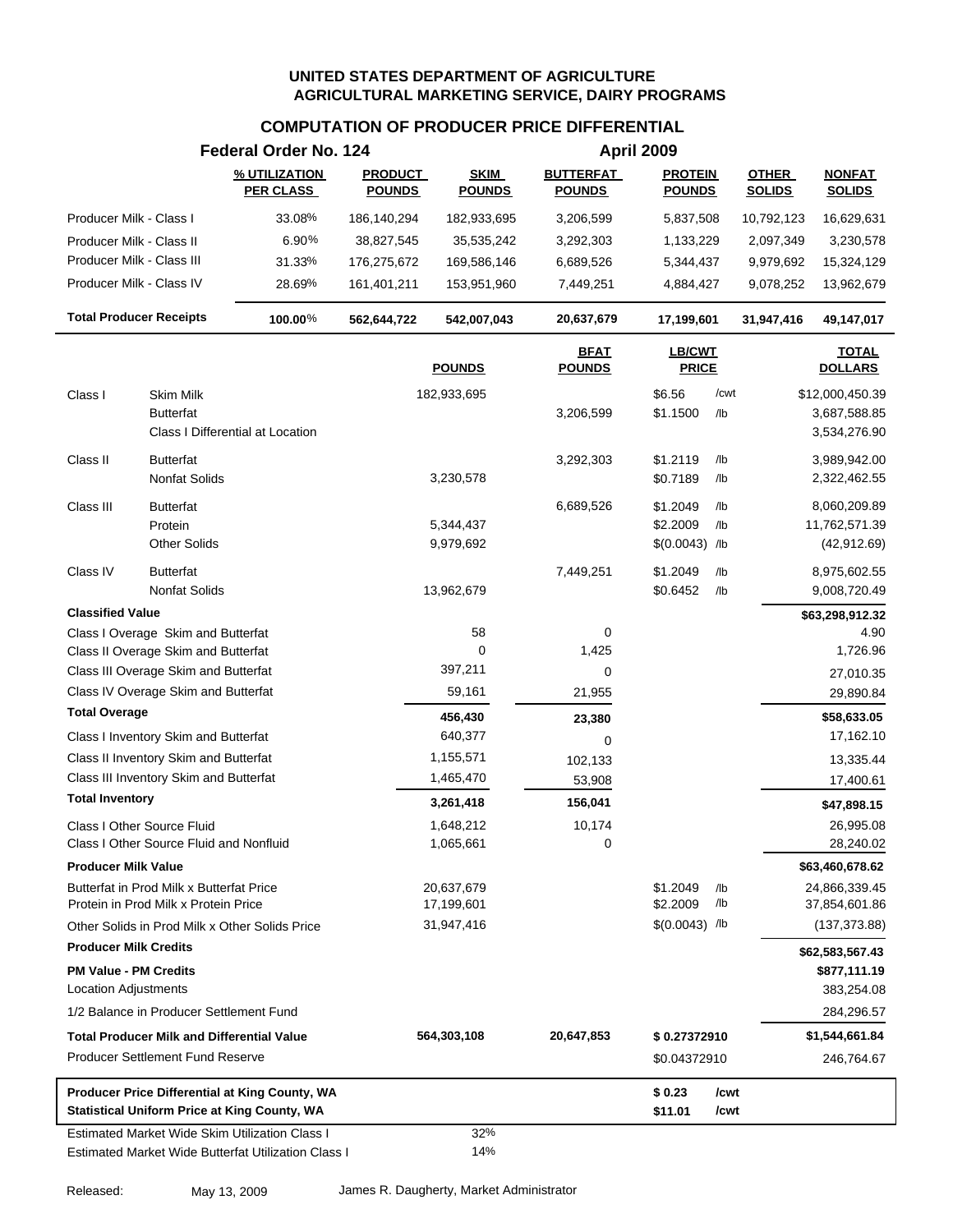# UNITED STATES DEPARTMENT OF AGRICULTURE
## AGRICULTURAL MARKETING SERVICE, DAIRY PROGRAMS

### COMPUTATION OF PRODUCER PRICE DIFFERENTIAL

**Federal Order No. 124** — **April 2009**

| | % UTILIZATION PER CLASS | PRODUCT POUNDS | SKIM POUNDS | BUTTERFAT POUNDS | PROTEIN POUNDS | OTHER SOLIDS | NONFAT SOLIDS |
|---|---|---|---|---|---|---|---|
| Producer Milk - Class I | 33.08% | 186,140,294 | 182,933,695 | 3,206,599 | 5,837,508 | 10,792,123 | 16,629,631 |
| Producer Milk - Class II | 6.90% | 38,827,545 | 35,535,242 | 3,292,303 | 1,133,229 | 2,097,349 | 3,230,578 |
| Producer Milk - Class III | 31.33% | 176,275,672 | 169,586,146 | 6,689,526 | 5,344,437 | 9,979,692 | 15,324,129 |
| Producer Milk - Class IV | 28.69% | 161,401,211 | 153,951,960 | 7,449,251 | 4,884,427 | 9,078,252 | 13,962,679 |
| **Total Producer Receipts** | **100.00%** | **562,644,722** | **542,007,043** | **20,637,679** | **17,199,601** | **31,947,416** | **49,147,017** |

| | | POUNDS | BFAT POUNDS | LB/CWT PRICE | | TOTAL DOLLARS |
|---|---|---|---|---|---|---|
| Class I | Skim Milk | 182,933,695 | | $6.56 | /cwt | $12,000,450.39 |
| | Butterfat | | 3,206,599 | $1.1500 | /lb | 3,687,588.85 |
| | Class I Differential at Location | | | | | 3,534,276.90 |
| Class II | Butterfat | | 3,292,303 | $1.2119 | /lb | 3,989,942.00 |
| | Nonfat Solids | 3,230,578 | | $0.7189 | /lb | 2,322,462.55 |
| Class III | Butterfat | | 6,689,526 | $1.2049 | /lb | 8,060,209.89 |
| | Protein | 5,344,437 | | $2.2009 | /lb | 11,762,571.39 |
| | Other Solids | 9,979,692 | | $(0.0043) | /lb | (42,912.69) |
| Class IV | Butterfat | | 7,449,251 | $1.2049 | /lb | 8,975,602.55 |
| | Nonfat Solids | 13,962,679 | | $0.6452 | /lb | 9,008,720.49 |
| **Classified Value** | | | | | | **$63,298,912.32** |
| Class I Overage Skim and Butterfat | | 58 | 0 | | | 4.90 |
| Class II Overage Skim and Butterfat | | 0 | 1,425 | | | 1,726.96 |
| Class III Overage Skim and Butterfat | | 397,211 | 0 | | | 27,010.35 |
| Class IV Overage Skim and Butterfat | | 59,161 | 21,955 | | | 29,890.84 |
| **Total Overage** | | **456,430** | **23,380** | | | **$58,633.05** |
| Class I Inventory Skim and Butterfat | | 640,377 | 0 | | | 17,162.10 |
| Class II Inventory Skim and Butterfat | | 1,155,571 | 102,133 | | | 13,335.44 |
| Class III Inventory Skim and Butterfat | | 1,465,470 | 53,908 | | | 17,400.61 |
| **Total Inventory** | | **3,261,418** | **156,041** | | | **$47,898.15** |
| Class I Other Source Fluid | | 1,648,212 | 10,174 | | | 26,995.08 |
| Class I Other Source Fluid and Nonfluid | | 1,065,661 | 0 | | | 28,240.02 |
| **Producer Milk Value** | | | | | | **$63,460,678.62** |
| Butterfat in Prod Milk x Butterfat Price | | 20,637,679 | | $1.2049 | /lb | 24,866,339.45 |
| Protein in Prod Milk x Protein Price | | 17,199,601 | | $2.2009 | /lb | 37,854,601.86 |
| Other Solids in Prod Milk x Other Solids Price | | 31,947,416 | | $(0.0043) | /lb | (137,373.88) |
| **Producer Milk Credits** | | | | | | **$62,583,567.43** |
| **PM Value - PM Credits** | | | | | | **$877,111.19** |
| Location Adjustments | | | | | | 383,254.08 |
| 1/2 Balance in Producer Settlement Fund | | | | | | 284,296.57 |
| **Total Producer Milk and Differential Value** | | **564,303,108** | **20,647,853** | **$ 0.27372910** | | **$1,544,661.84** |
| Producer Settlement Fund Reserve | | | | $0.04372910 | | 246,764.67 |
| **Producer Price Differential at King County, WA** | | | | **$ 0.23** | **/cwt** | |
| **Statistical Uniform Price at King County, WA** | | | | **$11.01** | **/cwt** | |
| Estimated Market Wide Skim Utilization Class I | | 32% | | | | |
| Estimated Market Wide Butterfat Utilization Class I | | 14% | | | | |

Released: May 13, 2009 — James R. Daugherty, Market Administrator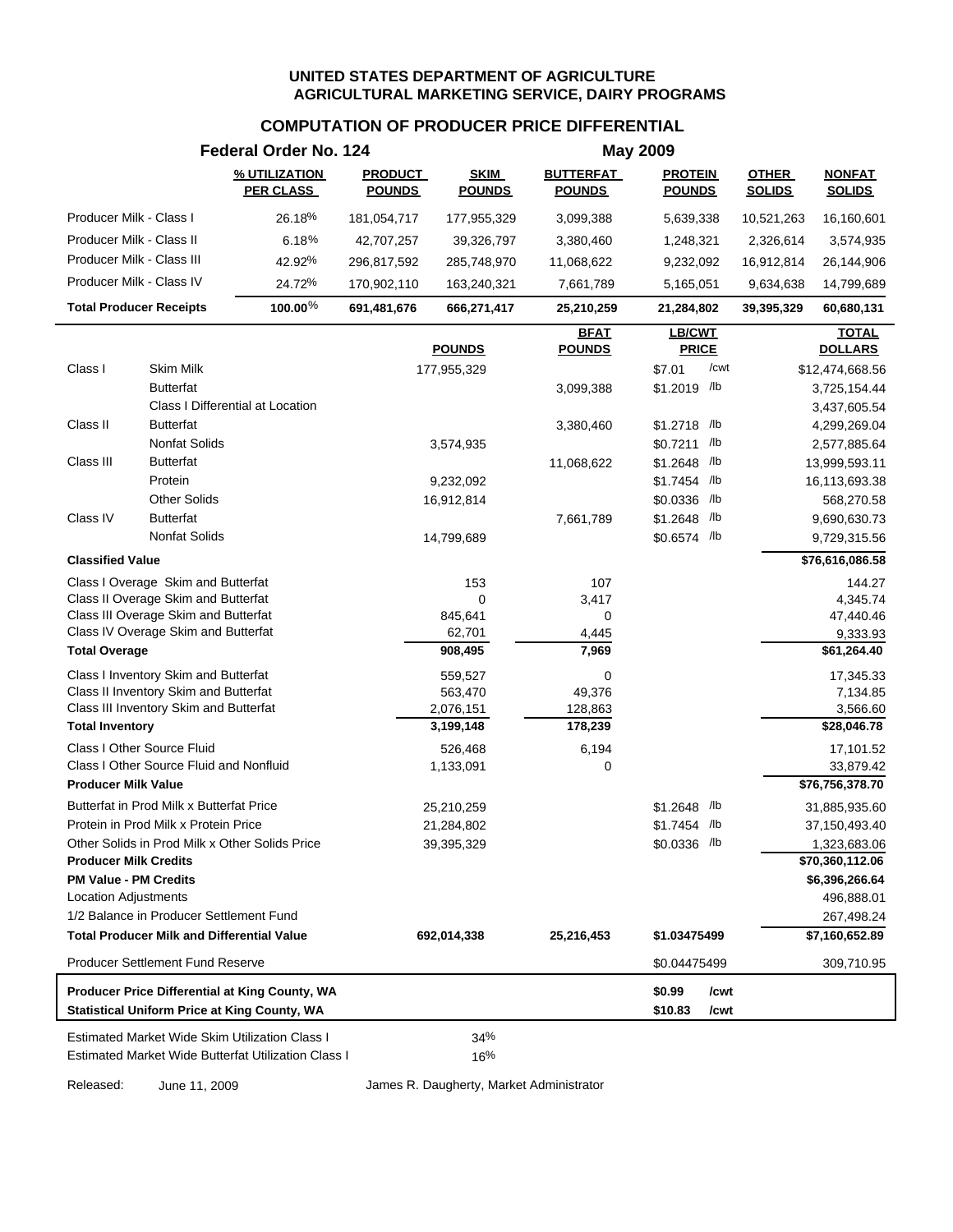**UNITED STATES DEPARTMENT OF AGRICULTURE**
**AGRICULTURAL MARKETING SERVICE, DAIRY PROGRAMS**

## COMPUTATION OF PRODUCER PRICE DIFFERENTIAL

**Federal Order No. 124** — **May 2009**

| | % UTILIZATION PER CLASS | PRODUCT POUNDS | SKIM POUNDS | BUTTERFAT POUNDS | PROTEIN POUNDS | OTHER SOLIDS | NONFAT SOLIDS |
|---|---|---|---|---|---|---|---|
| Producer Milk - Class I | 26.18% | 181,054,717 | 177,955,329 | 3,099,388 | 5,639,338 | 10,521,263 | 16,160,601 |
| Producer Milk - Class II | 6.18% | 42,707,257 | 39,326,797 | 3,380,460 | 1,248,321 | 2,326,614 | 3,574,935 |
| Producer Milk - Class III | 42.92% | 296,817,592 | 285,748,970 | 11,068,622 | 9,232,092 | 16,912,814 | 26,144,906 |
| Producer Milk - Class IV | 24.72% | 170,902,110 | 163,240,321 | 7,661,789 | 5,165,051 | 9,634,638 | 14,799,689 |
| **Total Producer Receipts** | **100.00%** | **691,481,676** | **666,271,417** | **25,210,259** | **21,284,802** | **39,395,329** | **60,680,131** |

| | | POUNDS | BFAT POUNDS | LB/CWT PRICE | TOTAL DOLLARS |
|---|---|---|---|---|---|
| Class I | Skim Milk | 177,955,329 | | $7.01 /cwt | $12,474,668.56 |
| | Butterfat | | 3,099,388 | $1.2019 /lb | 3,725,154.44 |
| | Class I Differential at Location | | | | 3,437,605.54 |
| Class II | Butterfat | | 3,380,460 | $1.2718 /lb | 4,299,269.04 |
| | Nonfat Solids | 3,574,935 | | $0.7211 /lb | 2,577,885.64 |
| Class III | Butterfat | | 11,068,622 | $1.2648 /lb | 13,999,593.11 |
| | Protein | 9,232,092 | | $1.7454 /lb | 16,113,693.38 |
| | Other Solids | 16,912,814 | | $0.0336 /lb | 568,270.58 |
| Class IV | Butterfat | | 7,661,789 | $1.2648 /lb | 9,690,630.73 |
| | Nonfat Solids | 14,799,689 | | $0.6574 /lb | 9,729,315.56 |
| **Classified Value** | | | | | **$76,616,086.58** |
| Class I Overage Skim and Butterfat | | 153 | 107 | | 144.27 |
| Class II Overage Skim and Butterfat | | 0 | 3,417 | | 4,345.74 |
| Class III Overage Skim and Butterfat | | 845,641 | 0 | | 47,440.46 |
| Class IV Overage Skim and Butterfat | | 62,701 | 4,445 | | 9,333.93 |
| **Total Overage** | | **908,495** | **7,969** | | **$61,264.40** |
| Class I Inventory Skim and Butterfat | | 559,527 | 0 | | 17,345.33 |
| Class II Inventory Skim and Butterfat | | 563,470 | 49,376 | | 7,134.85 |
| Class III Inventory Skim and Butterfat | | 2,076,151 | 128,863 | | 3,566.60 |
| **Total Inventory** | | **3,199,148** | **178,239** | | **$28,046.78** |
| Class I Other Source Fluid | | 526,468 | 6,194 | | 17,101.52 |
| Class I Other Source Fluid and Nonfluid | | 1,133,091 | 0 | | 33,879.42 |
| **Producer Milk Value** | | | | | **$76,756,378.70** |
| Butterfat in Prod Milk x Butterfat Price | | 25,210,259 | | $1.2648 /lb | 31,885,935.60 |
| Protein in Prod Milk x Protein Price | | 21,284,802 | | $1.7454 /lb | 37,150,493.40 |
| Other Solids in Prod Milk x Other Solids Price | | 39,395,329 | | $0.0336 /lb | 1,323,683.06 |
| **Producer Milk Credits** | | | | | **$70,360,112.06** |
| **PM Value - PM Credits** | | | | | **$6,396,266.64** |
| Location Adjustments | | | | | 496,888.01 |
| 1/2 Balance in Producer Settlement Fund | | | | | 267,498.24 |
| **Total Producer Milk and Differential Value** | | **692,014,338** | **25,216,453** | **$1.03475499** | **$7,160,652.89** |
| Producer Settlement Fund Reserve | | | | $0.04475499 | 309,710.95 |

| | |
|---|---|
| **Producer Price Differential at King County, WA** | **$0.99 /cwt** |
| **Statistical Uniform Price at King County, WA** | **$10.83 /cwt** |

| | |
|---|---|
| Estimated Market Wide Skim Utilization Class I | 34% |
| Estimated Market Wide Butterfat Utilization Class I | 16% |

Released: June 11, 2009

James R. Daugherty, Market Administrator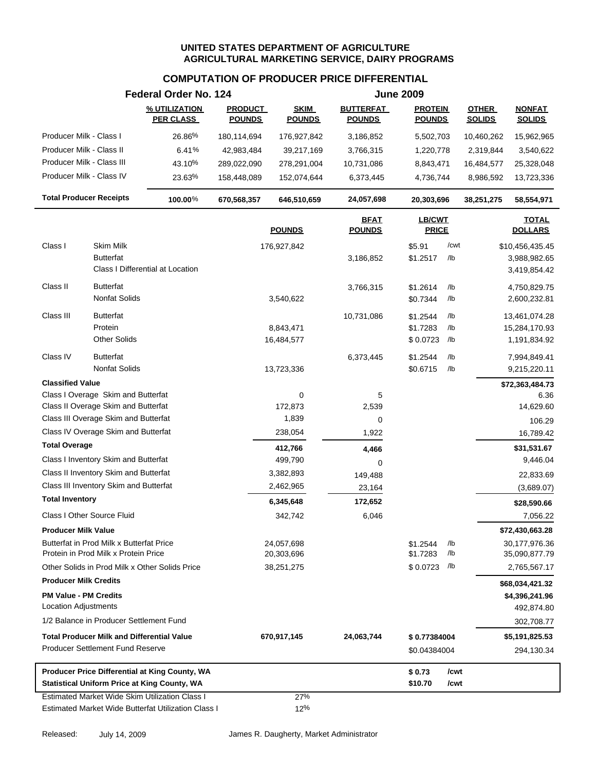**UNITED STATES DEPARTMENT OF AGRICULTURE**
**AGRICULTURAL MARKETING SERVICE, DAIRY PROGRAMS**

## COMPUTATION OF PRODUCER PRICE DIFFERENTIAL

**Federal Order No. 124** — **June 2009**

| | % UTILIZATION PER CLASS | PRODUCT POUNDS | SKIM POUNDS | BUTTERFAT POUNDS | PROTEIN POUNDS | OTHER SOLIDS | NONFAT SOLIDS |
|---|---|---|---|---|---|---|---|
| Producer Milk - Class I | 26.86% | 180,114,694 | 176,927,842 | 3,186,852 | 5,502,703 | 10,460,262 | 15,962,965 |
| Producer Milk - Class II | 6.41% | 42,983,484 | 39,217,169 | 3,766,315 | 1,220,778 | 2,319,844 | 3,540,622 |
| Producer Milk - Class III | 43.10% | 289,022,090 | 278,291,004 | 10,731,086 | 8,843,471 | 16,484,577 | 25,328,048 |
| Producer Milk - Class IV | 23.63% | 158,448,089 | 152,074,644 | 6,373,445 | 4,736,744 | 8,986,592 | 13,723,336 |
| **Total Producer Receipts** | **100.00%** | **670,568,357** | **646,510,659** | **24,057,698** | **20,303,696** | **38,251,275** | **58,554,971** |

| | | POUNDS | BFAT POUNDS | LB/CWT PRICE | | TOTAL DOLLARS |
|---|---|---|---|---|---|---|
| Class I | Skim Milk | 176,927,842 | | $5.91 | /cwt | $10,456,435.45 |
| | Butterfat | | 3,186,852 | $1.2517 | /lb | 3,988,982.65 |
| | Class I Differential at Location | | | | | 3,419,854.42 |
| Class II | Butterfat | | 3,766,315 | $1.2614 | /lb | 4,750,829.75 |
| | Nonfat Solids | 3,540,622 | | $0.7344 | /lb | 2,600,232.81 |
| Class III | Butterfat | | 10,731,086 | $1.2544 | /lb | 13,461,074.28 |
| | Protein | 8,843,471 | | $1.7283 | /lb | 15,284,170.93 |
| | Other Solids | 16,484,577 | | $ 0.0723 | /lb | 1,191,834.92 |
| Class IV | Butterfat | | 6,373,445 | $1.2544 | /lb | 7,994,849.41 |
| | Nonfat Solids | 13,723,336 | | $0.6715 | /lb | 9,215,220.11 |
| **Classified Value** | | | | | | **$72,363,484.73** |
| Class I Overage Skim and Butterfat | | 0 | 5 | | | 6.36 |
| Class II Overage Skim and Butterfat | | 172,873 | 2,539 | | | 14,629.60 |
| Class III Overage Skim and Butterfat | | 1,839 | 0 | | | 106.29 |
| Class IV Overage Skim and Butterfat | | 238,054 | 1,922 | | | 16,789.42 |
| **Total Overage** | | **412,766** | **4,466** | | | **$31,531.67** |
| Class I Inventory Skim and Butterfat | | 499,790 | 0 | | | 9,446.04 |
| Class II Inventory Skim and Butterfat | | 3,382,893 | 149,488 | | | 22,833.69 |
| Class III Inventory Skim and Butterfat | | 2,462,965 | 23,164 | | | (3,689.07) |
| **Total Inventory** | | **6,345,648** | **172,652** | | | **$28,590.66** |
| Class I Other Source Fluid | | 342,742 | 6,046 | | | 7,056.22 |
| **Producer Milk Value** | | | | | | **$72,430,663.28** |
| Butterfat in Prod Milk x Butterfat Price | | 24,057,698 | | $1.2544 | /lb | 30,177,976.36 |
| Protein in Prod Milk x Protein Price | | 20,303,696 | | $1.7283 | /lb | 35,090,877.79 |
| Other Solids in Prod Milk x Other Solids Price | | 38,251,275 | | $ 0.0723 | /lb | 2,765,567.17 |
| **Producer Milk Credits** | | | | | | **$68,034,421.32** |
| **PM Value - PM Credits** | | | | | | **$4,396,241.96** |
| Location Adjustments | | | | | | 492,874.80 |
| 1/2 Balance in Producer Settlement Fund | | | | | | 302,708.77 |
| **Total Producer Milk and Differential Value** | | **670,917,145** | **24,063,744** | **$ 0.77384004** | | **$5,191,825.53** |
| Producer Settlement Fund Reserve | | | | $0.04384004 | | 294,130.34 |
| **Producer Price Differential at King County, WA** | | | | **$ 0.73** | **/cwt** | |
| **Statistical Uniform Price at King County, WA** | | | | **$10.70** | **/cwt** | |
| Estimated Market Wide Skim Utilization Class I | | 27% | | | | |
| Estimated Market Wide Butterfat Utilization Class I | | 12% | | | | |

Released: July 14, 2009 — James R. Daugherty, Market Administrator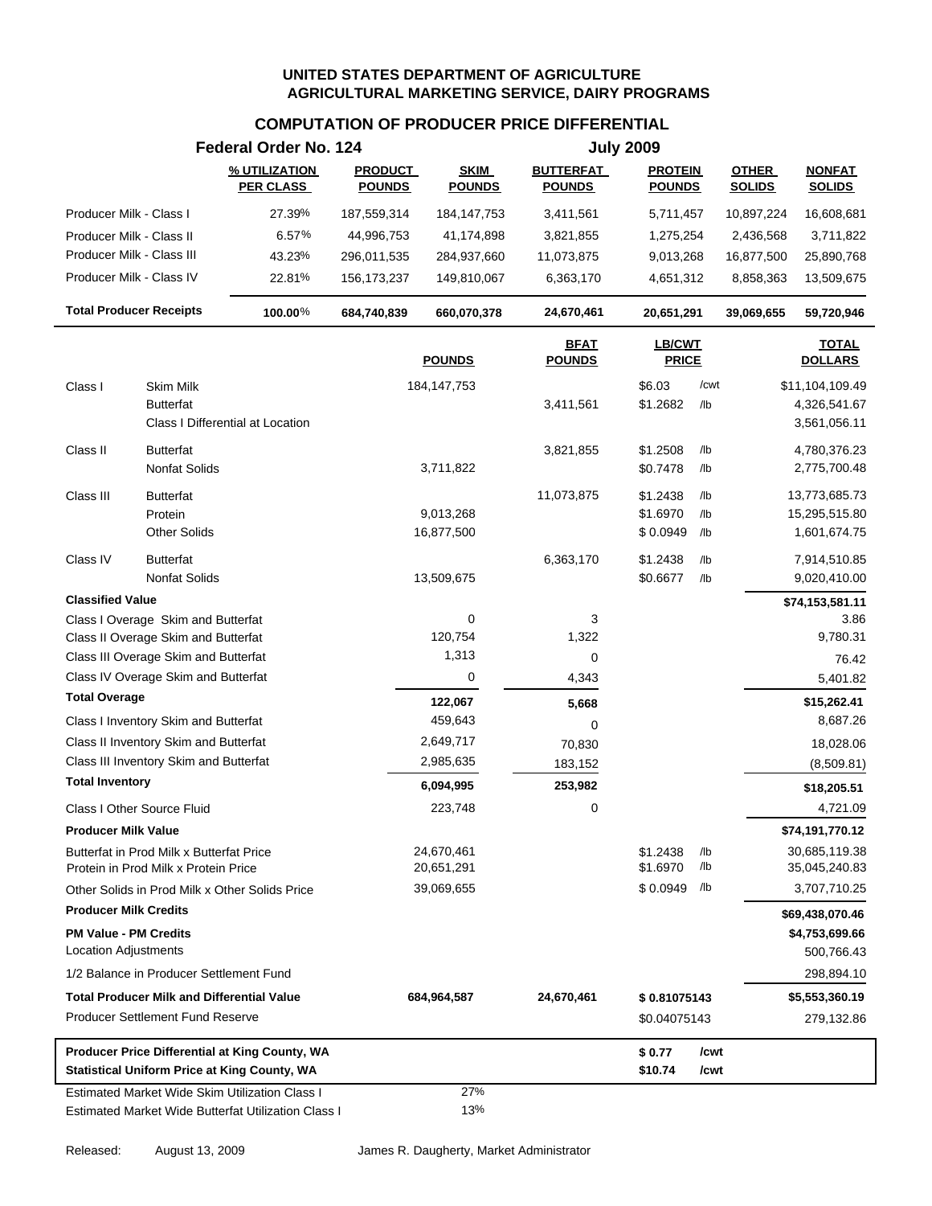**UNITED STATES DEPARTMENT OF AGRICULTURE**
**AGRICULTURAL MARKETING SERVICE, DAIRY PROGRAMS**

## COMPUTATION OF PRODUCER PRICE DIFFERENTIAL

**Federal Order No. 124** — **July 2009**

| | % UTILIZATION PER CLASS | PRODUCT POUNDS | SKIM POUNDS | BUTTERFAT POUNDS | PROTEIN POUNDS | OTHER SOLIDS | NONFAT SOLIDS |
|---|---|---|---|---|---|---|---|
| Producer Milk - Class I | 27.39% | 187,559,314 | 184,147,753 | 3,411,561 | 5,711,457 | 10,897,224 | 16,608,681 |
| Producer Milk - Class II | 6.57% | 44,996,753 | 41,174,898 | 3,821,855 | 1,275,254 | 2,436,568 | 3,711,822 |
| Producer Milk - Class III | 43.23% | 296,011,535 | 284,937,660 | 11,073,875 | 9,013,268 | 16,877,500 | 25,890,768 |
| Producer Milk - Class IV | 22.81% | 156,173,237 | 149,810,067 | 6,363,170 | 4,651,312 | 8,858,363 | 13,509,675 |
| **Total Producer Receipts** | **100.00%** | **684,740,839** | **660,070,378** | **24,670,461** | **20,651,291** | **39,069,655** | **59,720,946** |

| | | POUNDS | BFAT POUNDS | LB/CWT PRICE | | TOTAL DOLLARS |
|---|---|---|---|---|---|---|
| Class I | Skim Milk | 184,147,753 | | $6.03 | /cwt | $11,104,109.49 |
| | Butterfat | | 3,411,561 | $1.2682 | /lb | 4,326,541.67 |
| | Class I Differential at Location | | | | | 3,561,056.11 |
| Class II | Butterfat | | 3,821,855 | $1.2508 | /lb | 4,780,376.23 |
| | Nonfat Solids | 3,711,822 | | $0.7478 | /lb | 2,775,700.48 |
| Class III | Butterfat | | 11,073,875 | $1.2438 | /lb | 13,773,685.73 |
| | Protein | 9,013,268 | | $1.6970 | /lb | 15,295,515.80 |
| | Other Solids | 16,877,500 | | $0.0949 | /lb | 1,601,674.75 |
| Class IV | Butterfat | | 6,363,170 | $1.2438 | /lb | 7,914,510.85 |
| | Nonfat Solids | 13,509,675 | | $0.6677 | /lb | 9,020,410.00 |
| **Classified Value** | | | | | | **$74,153,581.11** |
| Class I Overage Skim and Butterfat | | 0 | 3 | | | 3.86 |
| Class II Overage Skim and Butterfat | | 120,754 | 1,322 | | | 9,780.31 |
| Class III Overage Skim and Butterfat | | 1,313 | 0 | | | 76.42 |
| Class IV Overage Skim and Butterfat | | 0 | 4,343 | | | 5,401.82 |
| **Total Overage** | | 122,067 | 5,668 | | | **$15,262.41** |
| Class I Inventory Skim and Butterfat | | 459,643 | 0 | | | 8,687.26 |
| Class II Inventory Skim and Butterfat | | 2,649,717 | 70,830 | | | 18,028.06 |
| Class III Inventory Skim and Butterfat | | 2,985,635 | 183,152 | | | (8,509.81) |
| **Total Inventory** | | 6,094,995 | 253,982 | | | **$18,205.51** |
| Class I Other Source Fluid | | 223,748 | 0 | | | 4,721.09 |
| **Producer Milk Value** | | | | | | **$74,191,770.12** |
| Butterfat in Prod Milk x Butterfat Price | | 24,670,461 | | $1.2438 | /lb | 30,685,119.38 |
| Protein in Prod Milk x Protein Price | | 20,651,291 | | $1.6970 | /lb | 35,045,240.83 |
| Other Solids in Prod Milk x Other Solids Price | | 39,069,655 | | $0.0949 | /lb | 3,707,710.25 |
| **Producer Milk Credits** | | | | | | **$69,438,070.46** |
| **PM Value - PM Credits** | | | | | | **$4,753,699.66** |
| Location Adjustments | | | | | | 500,766.43 |
| 1/2 Balance in Producer Settlement Fund | | | | | | 298,894.10 |
| **Total Producer Milk and Differential Value** | | 684,964,587 | 24,670,461 | $0.81075143 | | **$5,553,360.19** |
| Producer Settlement Fund Reserve | | | | $0.04075143 | | 279,132.86 |

| | | |
|---|---|---|
| **Producer Price Differential at King County, WA** | **$0.77** | **/cwt** |
| **Statistical Uniform Price at King County, WA** | **$10.74** | **/cwt** |

| | |
|---|---|
| Estimated Market Wide Skim Utilization Class I | 27% |
| Estimated Market Wide Butterfat Utilization Class I | 13% |

Released: August 13, 2009 James R. Daugherty, Market Administrator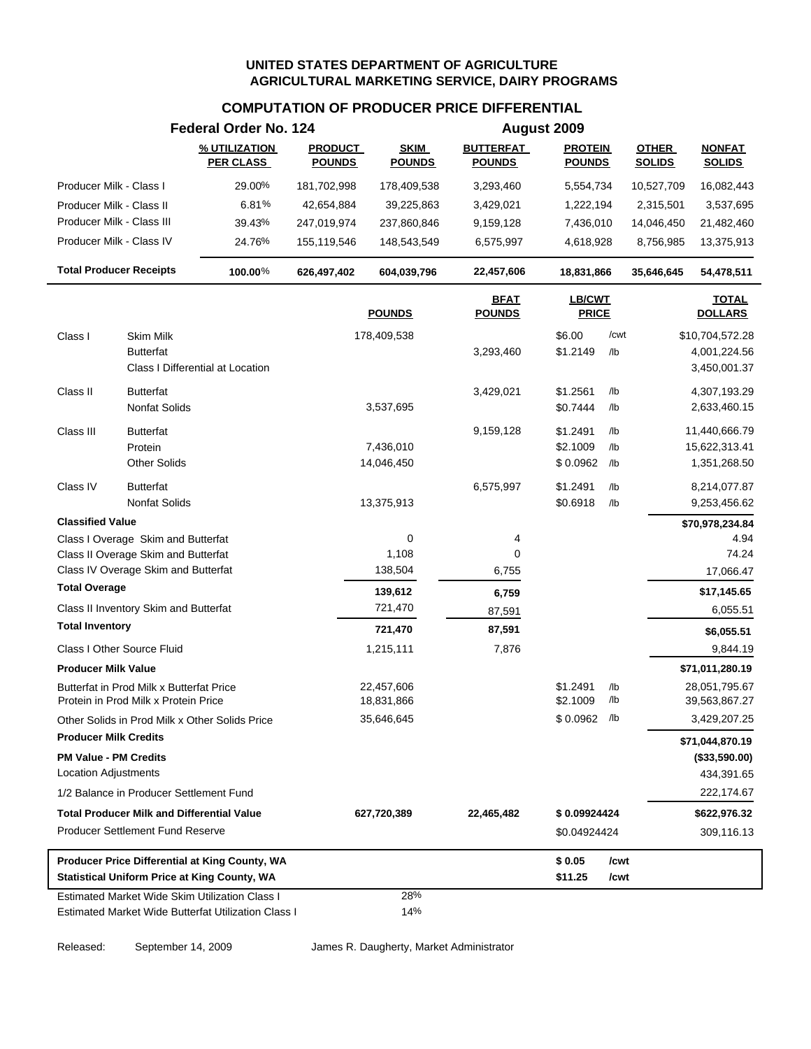**UNITED STATES DEPARTMENT OF AGRICULTURE**
**AGRICULTURAL MARKETING SERVICE, DAIRY PROGRAMS**

# COMPUTATION OF PRODUCER PRICE DIFFERENTIAL

**Federal Order No. 124** — **August 2009**

| | % UTILIZATION PER CLASS | PRODUCT POUNDS | SKIM POUNDS | BUTTERFAT POUNDS | PROTEIN POUNDS | OTHER SOLIDS | NONFAT SOLIDS |
|---|---|---|---|---|---|---|---|
| Producer Milk - Class I | 29.00% | 181,702,998 | 178,409,538 | 3,293,460 | 5,554,734 | 10,527,709 | 16,082,443 |
| Producer Milk - Class II | 6.81% | 42,654,884 | 39,225,863 | 3,429,021 | 1,222,194 | 2,315,501 | 3,537,695 |
| Producer Milk - Class III | 39.43% | 247,019,974 | 237,860,846 | 9,159,128 | 7,436,010 | 14,046,450 | 21,482,460 |
| Producer Milk - Class IV | 24.76% | 155,119,546 | 148,543,549 | 6,575,997 | 4,618,928 | 8,756,985 | 13,375,913 |
| **Total Producer Receipts** | **100.00%** | **626,497,402** | **604,039,796** | **22,457,606** | **18,831,866** | **35,646,645** | **54,478,511** |

| | | POUNDS | BFAT POUNDS | LB/CWT PRICE | | TOTAL DOLLARS |
|---|---|---|---|---|---|---|
| Class I | Skim Milk | 178,409,538 | | $6.00 | /cwt | $10,704,572.28 |
| | Butterfat | | 3,293,460 | $1.2149 | /lb | 4,001,224.56 |
| | Class I Differential at Location | | | | | 3,450,001.37 |
| Class II | Butterfat | | 3,429,021 | $1.2561 | /lb | 4,307,193.29 |
| | Nonfat Solids | 3,537,695 | | $0.7444 | /lb | 2,633,460.15 |
| Class III | Butterfat | | 9,159,128 | $1.2491 | /lb | 11,440,666.79 |
| | Protein | 7,436,010 | | $2.1009 | /lb | 15,622,313.41 |
| | Other Solids | 14,046,450 | | $ 0.0962 | /lb | 1,351,268.50 |
| Class IV | Butterfat | | 6,575,997 | $1.2491 | /lb | 8,214,077.87 |
| | Nonfat Solids | 13,375,913 | | $0.6918 | /lb | 9,253,456.62 |
| **Classified Value** | | | | | | **$70,978,234.84** |
| Class I Overage Skim and Butterfat | | 0 | 4 | | | 4.94 |
| Class II Overage Skim and Butterfat | | 1,108 | 0 | | | 74.24 |
| Class IV Overage Skim and Butterfat | | 138,504 | 6,755 | | | 17,066.47 |
| **Total Overage** | | **139,612** | **6,759** | | | **$17,145.65** |
| Class II Inventory Skim and Butterfat | | 721,470 | 87,591 | | | 6,055.51 |
| **Total Inventory** | | **721,470** | **87,591** | | | **$6,055.51** |
| Class I Other Source Fluid | | 1,215,111 | 7,876 | | | 9,844.19 |
| **Producer Milk Value** | | | | | | **$71,011,280.19** |
| Butterfat in Prod Milk x Butterfat Price | | 22,457,606 | | $1.2491 | /lb | 28,051,795.67 |
| Protein in Prod Milk x Protein Price | | 18,831,866 | | $2.1009 | /lb | 39,563,867.27 |
| Other Solids in Prod Milk x Other Solids Price | | 35,646,645 | | $ 0.0962 | /lb | 3,429,207.25 |
| **Producer Milk Credits** | | | | | | **$71,044,870.19** |
| **PM Value - PM Credits** | | | | | | **($33,590.00)** |
| Location Adjustments | | | | | | 434,391.65 |
| 1/2 Balance in Producer Settlement Fund | | | | | | 222,174.67 |
| **Total Producer Milk and Differential Value** | | **627,720,389** | **22,465,482** | **$ 0.09924424** | | **$622,976.32** |
| Producer Settlement Fund Reserve | | | | $0.04924424 | | 309,116.13 |

| | | |
|---|---|---|
| **Producer Price Differential at King County, WA** | **$ 0.05** | **/cwt** |
| **Statistical Uniform Price at King County, WA** | **$11.25** | **/cwt** |

| | |
|---|---|
| Estimated Market Wide Skim Utilization Class I | 28% |
| Estimated Market Wide Butterfat Utilization Class I | 14% |

Released: September 14, 2009 — James R. Daugherty, Market Administrator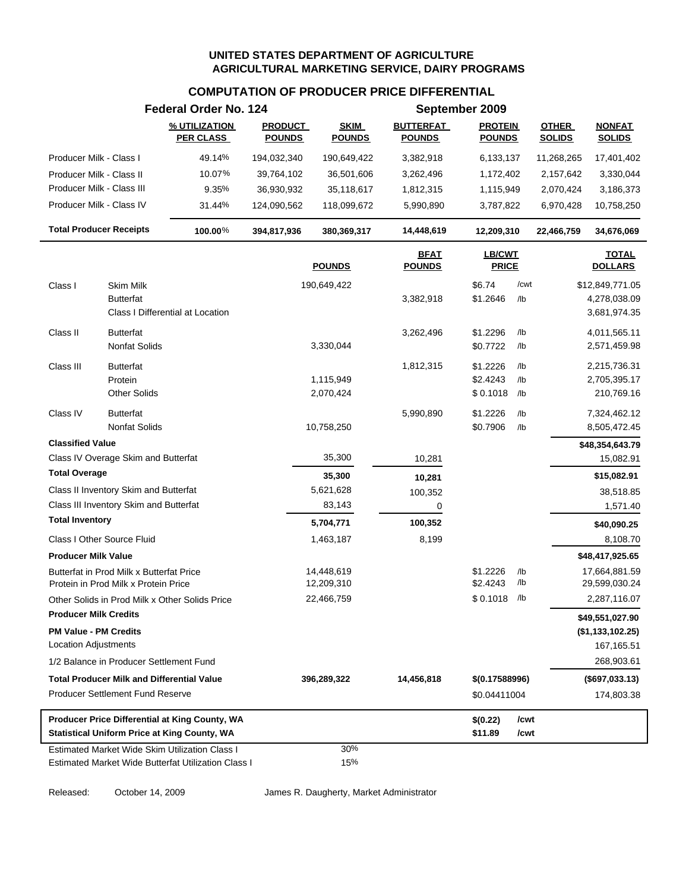**UNITED STATES DEPARTMENT OF AGRICULTURE**
**AGRICULTURAL MARKETING SERVICE, DAIRY PROGRAMS**

## COMPUTATION OF PRODUCER PRICE DIFFERENTIAL

**Federal Order No. 124** — **September 2009**

| | % UTILIZATION PER CLASS | PRODUCT POUNDS | SKIM POUNDS | BUTTERFAT POUNDS | PROTEIN POUNDS | OTHER SOLIDS | NONFAT SOLIDS |
|---|---|---|---|---|---|---|---|
| Producer Milk - Class I | 49.14% | 194,032,340 | 190,649,422 | 3,382,918 | 6,133,137 | 11,268,265 | 17,401,402 |
| Producer Milk - Class II | 10.07% | 39,764,102 | 36,501,606 | 3,262,496 | 1,172,402 | 2,157,642 | 3,330,044 |
| Producer Milk - Class III | 9.35% | 36,930,932 | 35,118,617 | 1,812,315 | 1,115,949 | 2,070,424 | 3,186,373 |
| Producer Milk - Class IV | 31.44% | 124,090,562 | 118,099,672 | 5,990,890 | 3,787,822 | 6,970,428 | 10,758,250 |
| **Total Producer Receipts** | **100.00%** | **394,817,936** | **380,369,317** | **14,448,619** | **12,209,310** | **22,466,759** | **34,676,069** |

| | | POUNDS | BFAT POUNDS | LB/CWT PRICE | | TOTAL DOLLARS |
|---|---|---|---|---|---|---|
| Class I | Skim Milk | 190,649,422 | | $6.74 | /cwt | $12,849,771.05 |
| | Butterfat | | 3,382,918 | $1.2646 | /lb | 4,278,038.09 |
| | Class I Differential at Location | | | | | 3,681,974.35 |
| Class II | Butterfat | | 3,262,496 | $1.2296 | /lb | 4,011,565.11 |
| | Nonfat Solids | 3,330,044 | | $0.7722 | /lb | 2,571,459.98 |
| Class III | Butterfat | | 1,812,315 | $1.2226 | /lb | 2,215,736.31 |
| | Protein | 1,115,949 | | $2.4243 | /lb | 2,705,395.17 |
| | Other Solids | 2,070,424 | | $ 0.1018 | /lb | 210,769.16 |
| Class IV | Butterfat | | 5,990,890 | $1.2226 | /lb | 7,324,462.12 |
| | Nonfat Solids | 10,758,250 | | $0.7906 | /lb | 8,505,472.45 |
| **Classified Value** | | | | | | **$48,354,643.79** |
| Class IV Overage Skim and Butterfat | | 35,300 | 10,281 | | | 15,082.91 |
| **Total Overage** | | **35,300** | **10,281** | | | **$15,082.91** |
| Class II Inventory Skim and Butterfat | | 5,621,628 | 100,352 | | | 38,518.85 |
| Class III Inventory Skim and Butterfat | | 83,143 | 0 | | | 1,571.40 |
| **Total Inventory** | | **5,704,771** | **100,352** | | | **$40,090.25** |
| Class I Other Source Fluid | | 1,463,187 | 8,199 | | | 8,108.70 |
| **Producer Milk Value** | | | | | | **$48,417,925.65** |
| Butterfat in Prod Milk x Butterfat Price | | 14,448,619 | | $1.2226 | /lb | 17,664,881.59 |
| Protein in Prod Milk x Protein Price | | 12,209,310 | | $2.4243 | /lb | 29,599,030.24 |
| Other Solids in Prod Milk x Other Solids Price | | 22,466,759 | | $ 0.1018 | /lb | 2,287,116.07 |
| **Producer Milk Credits** | | | | | | **$49,551,027.90** |
| **PM Value - PM Credits** | | | | | | **($1,133,102.25)** |
| Location Adjustments | | | | | | 167,165.51 |
| 1/2 Balance in Producer Settlement Fund | | | | | | 268,903.61 |
| **Total Producer Milk and Differential Value** | | **396,289,322** | **14,456,818** | **$(0.17588996)** | | **($697,033.13)** |
| Producer Settlement Fund Reserve | | | | $0.04411004 | | 174,803.38 |
| **Producer Price Differential at King County, WA** | | | | **$(0.22)** | **/cwt** | |
| **Statistical Uniform Price at King County, WA** | | | | **$11.89** | **/cwt** | |
| Estimated Market Wide Skim Utilization Class I | | 30% | | | | |
| Estimated Market Wide Butterfat Utilization Class I | | 15% | | | | |

Released: October 14, 2009

James R. Daugherty, Market Administrator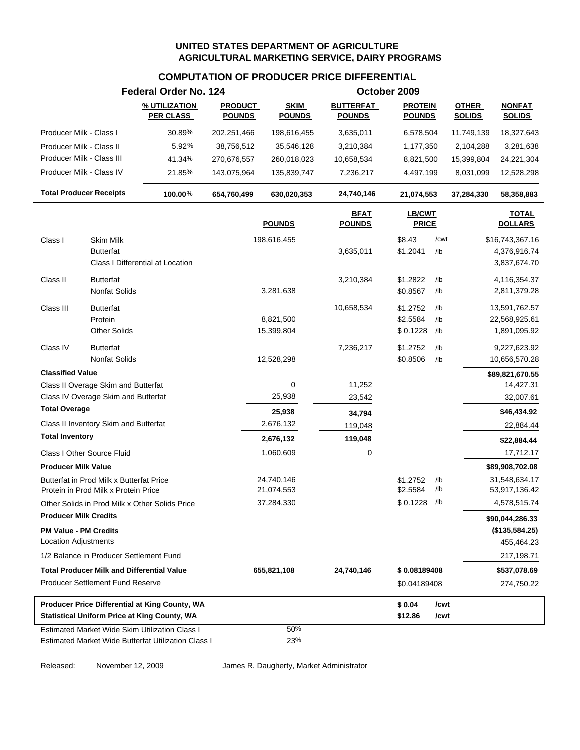**UNITED STATES DEPARTMENT OF AGRICULTURE**
**AGRICULTURAL MARKETING SERVICE, DAIRY PROGRAMS**

## COMPUTATION OF PRODUCER PRICE DIFFERENTIAL

**Federal Order No. 124** — **October 2009**

| | % UTILIZATION PER CLASS | PRODUCT POUNDS | SKIM POUNDS | BUTTERFAT POUNDS | PROTEIN POUNDS | OTHER SOLIDS | NONFAT SOLIDS |
|---|---|---|---|---|---|---|---|
| Producer Milk - Class I | 30.89% | 202,251,466 | 198,616,455 | 3,635,011 | 6,578,504 | 11,749,139 | 18,327,643 |
| Producer Milk - Class II | 5.92% | 38,756,512 | 35,546,128 | 3,210,384 | 1,177,350 | 2,104,288 | 3,281,638 |
| Producer Milk - Class III | 41.34% | 270,676,557 | 260,018,023 | 10,658,534 | 8,821,500 | 15,399,804 | 24,221,304 |
| Producer Milk - Class IV | 21.85% | 143,075,964 | 135,839,747 | 7,236,217 | 4,497,199 | 8,031,099 | 12,528,298 |
| **Total Producer Receipts** | **100.00%** | **654,760,499** | **630,020,353** | **24,740,146** | **21,074,553** | **37,284,330** | **58,358,883** |

| | | POUNDS | BFAT POUNDS | LB/CWT PRICE | | TOTAL DOLLARS |
|---|---|---|---|---|---|---|
| Class I | Skim Milk | 198,616,455 | | $8.43 | /cwt | $16,743,367.16 |
| | Butterfat | | 3,635,011 | $1.2041 | /lb | 4,376,916.74 |
| | Class I Differential at Location | | | | | 3,837,674.70 |
| Class II | Butterfat | | 3,210,384 | $1.2822 | /lb | 4,116,354.37 |
| | Nonfat Solids | 3,281,638 | | $0.8567 | /lb | 2,811,379.28 |
| Class III | Butterfat | | 10,658,534 | $1.2752 | /lb | 13,591,762.57 |
| | Protein | 8,821,500 | | $2.5584 | /lb | 22,568,925.61 |
| | Other Solids | 15,399,804 | | $ 0.1228 | /lb | 1,891,095.92 |
| Class IV | Butterfat | | 7,236,217 | $1.2752 | /lb | 9,227,623.92 |
| | Nonfat Solids | 12,528,298 | | $0.8506 | /lb | 10,656,570.28 |
| **Classified Value** | | | | | | **$89,821,670.55** |
| Class II Overage Skim and Butterfat | | 0 | 11,252 | | | 14,427.31 |
| Class IV Overage Skim and Butterfat | | 25,938 | 23,542 | | | 32,007.61 |
| **Total Overage** | | **25,938** | **34,794** | | | **$46,434.92** |
| Class II Inventory Skim and Butterfat | | 2,676,132 | 119,048 | | | 22,884.44 |
| **Total Inventory** | | **2,676,132** | **119,048** | | | **$22,884.44** |
| Class I Other Source Fluid | | 1,060,609 | 0 | | | 17,712.17 |
| **Producer Milk Value** | | | | | | **$89,908,702.08** |
| Butterfat in Prod Milk x Butterfat Price | | 24,740,146 | | $1.2752 | /lb | 31,548,634.17 |
| Protein in Prod Milk x Protein Price | | 21,074,553 | | $2.5584 | /lb | 53,917,136.42 |
| Other Solids in Prod Milk x Other Solids Price | | 37,284,330 | | $ 0.1228 | /lb | 4,578,515.74 |
| **Producer Milk Credits** | | | | | | **$90,044,286.33** |
| **PM Value - PM Credits** | | | | | | **($135,584.25)** |
| Location Adjustments | | | | | | 455,464.23 |
| 1/2 Balance in Producer Settlement Fund | | | | | | 217,198.71 |
| **Total Producer Milk and Differential Value** | | **655,821,108** | **24,740,146** | **$ 0.08189408** | | **$537,078.69** |
| Producer Settlement Fund Reserve | | | | $0.04189408 | | 274,750.22 |
| **Producer Price Differential at King County, WA** | | | | **$ 0.04** | **/cwt** | |
| **Statistical Uniform Price at King County, WA** | | | | **$12.86** | **/cwt** | |
| Estimated Market Wide Skim Utilization Class I | | 50% | | | | |
| Estimated Market Wide Butterfat Utilization Class I | | 23% | | | | |

Released: November 12, 2009 James R. Daugherty, Market Administrator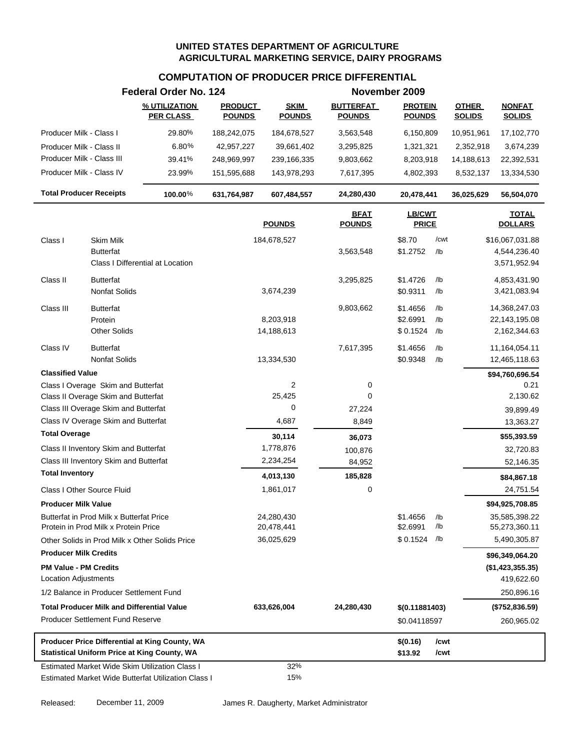**UNITED STATES DEPARTMENT OF AGRICULTURE**
**AGRICULTURAL MARKETING SERVICE, DAIRY PROGRAMS**

## COMPUTATION OF PRODUCER PRICE DIFFERENTIAL

**Federal Order No. 124** — **November 2009**

| | % UTILIZATION PER CLASS | PRODUCT POUNDS | SKIM POUNDS | BUTTERFAT POUNDS | PROTEIN POUNDS | OTHER SOLIDS | NONFAT SOLIDS |
|---|---|---|---|---|---|---|---|
| Producer Milk - Class I | 29.80% | 188,242,075 | 184,678,527 | 3,563,548 | 6,150,809 | 10,951,961 | 17,102,770 |
| Producer Milk - Class II | 6.80% | 42,957,227 | 39,661,402 | 3,295,825 | 1,321,321 | 2,352,918 | 3,674,239 |
| Producer Milk - Class III | 39.41% | 248,969,997 | 239,166,335 | 9,803,662 | 8,203,918 | 14,188,613 | 22,392,531 |
| Producer Milk - Class IV | 23.99% | 151,595,688 | 143,978,293 | 7,617,395 | 4,802,393 | 8,532,137 | 13,334,530 |
| **Total Producer Receipts** | **100.00%** | **631,764,987** | **607,484,557** | **24,280,430** | **20,478,441** | **36,025,629** | **56,504,070** |

| | | POUNDS | BFAT POUNDS | LB/CWT PRICE | | TOTAL DOLLARS |
|---|---|---|---|---|---|---|
| Class I | Skim Milk | 184,678,527 | | $8.70 | /cwt | $16,067,031.88 |
| | Butterfat | | 3,563,548 | $1.2752 | /lb | 4,544,236.40 |
| | Class I Differential at Location | | | | | 3,571,952.94 |
| Class II | Butterfat | | 3,295,825 | $1.4726 | /lb | 4,853,431.90 |
| | Nonfat Solids | 3,674,239 | | $0.9311 | /lb | 3,421,083.94 |
| Class III | Butterfat | | 9,803,662 | $1.4656 | /lb | 14,368,247.03 |
| | Protein | 8,203,918 | | $2.6991 | /lb | 22,143,195.08 |
| | Other Solids | 14,188,613 | | $ 0.1524 | /lb | 2,162,344.63 |
| Class IV | Butterfat | | 7,617,395 | $1.4656 | /lb | 11,164,054.11 |
| | Nonfat Solids | 13,334,530 | | $0.9348 | /lb | 12,465,118.63 |
| **Classified Value** | | | | | | **$94,760,696.54** |
| Class I Overage Skim and Butterfat | | 2 | 0 | | | 0.21 |
| Class II Overage Skim and Butterfat | | 25,425 | 0 | | | 2,130.62 |
| Class III Overage Skim and Butterfat | | 0 | 27,224 | | | 39,899.49 |
| Class IV Overage Skim and Butterfat | | 4,687 | 8,849 | | | 13,363.27 |
| **Total Overage** | | **30,114** | **36,073** | | | **$55,393.59** |
| Class II Inventory Skim and Butterfat | | 1,778,876 | 100,876 | | | 32,720.83 |
| Class III Inventory Skim and Butterfat | | 2,234,254 | 84,952 | | | 52,146.35 |
| **Total Inventory** | | **4,013,130** | **185,828** | | | **$84,867.18** |
| Class I Other Source Fluid | | 1,861,017 | 0 | | | 24,751.54 |
| **Producer Milk Value** | | | | | | **$94,925,708.85** |
| Butterfat in Prod Milk x Butterfat Price | | 24,280,430 | | $1.4656 | /lb | 35,585,398.22 |
| Protein in Prod Milk x Protein Price | | 20,478,441 | | $2.6991 | /lb | 55,273,360.11 |
| Other Solids in Prod Milk x Other Solids Price | | 36,025,629 | | $ 0.1524 | /lb | 5,490,305.87 |
| **Producer Milk Credits** | | | | | | **$96,349,064.20** |
| **PM Value - PM Credits** | | | | | | **($1,423,355.35)** |
| Location Adjustments | | | | | | 419,622.60 |
| 1/2 Balance in Producer Settlement Fund | | | | | | 250,896.16 |
| **Total Producer Milk and Differential Value** | | **633,626,004** | **24,280,430** | **$(0.11881403)** | | **($752,836.59)** |
| Producer Settlement Fund Reserve | | | | $0.04118597 | | 260,965.02 |

| | | |
|---|---|---|
| **Producer Price Differential at King County, WA** | **$(0.16)** | **/cwt** |
| **Statistical Uniform Price at King County, WA** | **$13.92** | **/cwt** |

| | |
|---|---|
| Estimated Market Wide Skim Utilization Class I | 32% |
| Estimated Market Wide Butterfat Utilization Class I | 15% |

Released: December 11, 2009 — James R. Daugherty, Market Administrator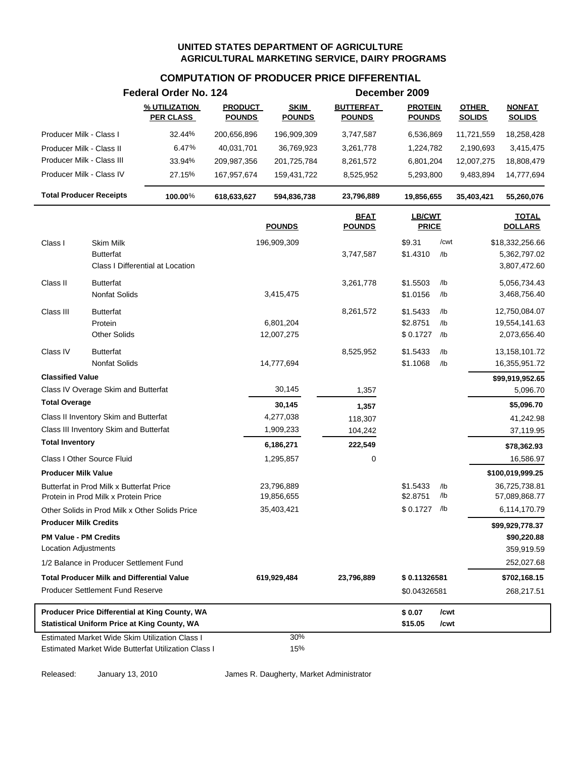**UNITED STATES DEPARTMENT OF AGRICULTURE**
**AGRICULTURAL MARKETING SERVICE, DAIRY PROGRAMS**

## COMPUTATION OF PRODUCER PRICE DIFFERENTIAL

**Federal Order No. 124** — **December 2009**

| | % UTILIZATION PER CLASS | PRODUCT POUNDS | SKIM POUNDS | BUTTERFAT POUNDS | PROTEIN POUNDS | OTHER SOLIDS | NONFAT SOLIDS |
|---|---|---|---|---|---|---|---|
| Producer Milk - Class I | 32.44% | 200,656,896 | 196,909,309 | 3,747,587 | 6,536,869 | 11,721,559 | 18,258,428 |
| Producer Milk - Class II | 6.47% | 40,031,701 | 36,769,923 | 3,261,778 | 1,224,782 | 2,190,693 | 3,415,475 |
| Producer Milk - Class III | 33.94% | 209,987,356 | 201,725,784 | 8,261,572 | 6,801,204 | 12,007,275 | 18,808,479 |
| Producer Milk - Class IV | 27.15% | 167,957,674 | 159,431,722 | 8,525,952 | 5,293,800 | 9,483,894 | 14,777,694 |
| **Total Producer Receipts** | **100.00%** | **618,633,627** | **594,836,738** | **23,796,889** | **19,856,655** | **35,403,421** | **55,260,076** |

| | | POUNDS | BFAT POUNDS | LB/CWT PRICE | | TOTAL DOLLARS |
|---|---|---|---|---|---|---|
| Class I | Skim Milk | 196,909,309 | | $9.31 | /cwt | $18,332,256.66 |
| | Butterfat | | 3,747,587 | $1.4310 | /lb | 5,362,797.02 |
| | Class I Differential at Location | | | | | 3,807,472.60 |
| Class II | Butterfat | | 3,261,778 | $1.5503 | /lb | 5,056,734.43 |
| | Nonfat Solids | 3,415,475 | | $1.0156 | /lb | 3,468,756.40 |
| Class III | Butterfat | | 8,261,572 | $1.5433 | /lb | 12,750,084.07 |
| | Protein | 6,801,204 | | $2.8751 | /lb | 19,554,141.63 |
| | Other Solids | 12,007,275 | | $ 0.1727 | /lb | 2,073,656.40 |
| Class IV | Butterfat | | 8,525,952 | $1.5433 | /lb | 13,158,101.72 |
| | Nonfat Solids | 14,777,694 | | $1.1068 | /lb | 16,355,951.72 |
| **Classified Value** | | | | | | **$99,919,952.65** |
| Class IV Overage Skim and Butterfat | | 30,145 | 1,357 | | | 5,096.70 |
| **Total Overage** | | **30,145** | **1,357** | | | **$5,096.70** |
| Class II Inventory Skim and Butterfat | | 4,277,038 | 118,307 | | | 41,242.98 |
| Class III Inventory Skim and Butterfat | | 1,909,233 | 104,242 | | | 37,119.95 |
| **Total Inventory** | | **6,186,271** | **222,549** | | | **$78,362.93** |
| Class I Other Source Fluid | | 1,295,857 | 0 | | | 16,586.97 |
| **Producer Milk Value** | | | | | | **$100,019,999.25** |
| Butterfat in Prod Milk x Butterfat Price | | 23,796,889 | | $1.5433 | /lb | 36,725,738.81 |
| Protein in Prod Milk x Protein Price | | 19,856,655 | | $2.8751 | /lb | 57,089,868.77 |
| Other Solids in Prod Milk x Other Solids Price | | 35,403,421 | | $ 0.1727 | /lb | 6,114,170.79 |
| **Producer Milk Credits** | | | | | | **$99,929,778.37** |
| **PM Value - PM Credits** | | | | | | **$90,220.88** |
| Location Adjustments | | | | | | 359,919.59 |
| 1/2 Balance in Producer Settlement Fund | | | | | | 252,027.68 |
| **Total Producer Milk and Differential Value** | | **619,929,484** | **23,796,889** | **$ 0.11326581** | | **$702,168.15** |
| Producer Settlement Fund Reserve | | | | $0.04326581 | | 268,217.51 |
| **Producer Price Differential at King County, WA** | | | | **$ 0.07** | **/cwt** | |
| **Statistical Uniform Price at King County, WA** | | | | **$15.05** | **/cwt** | |
| Estimated Market Wide Skim Utilization Class I | | 30% | | | | |
| Estimated Market Wide Butterfat Utilization Class I | | 15% | | | | |

Released: January 13, 2010 — James R. Daugherty, Market Administrator